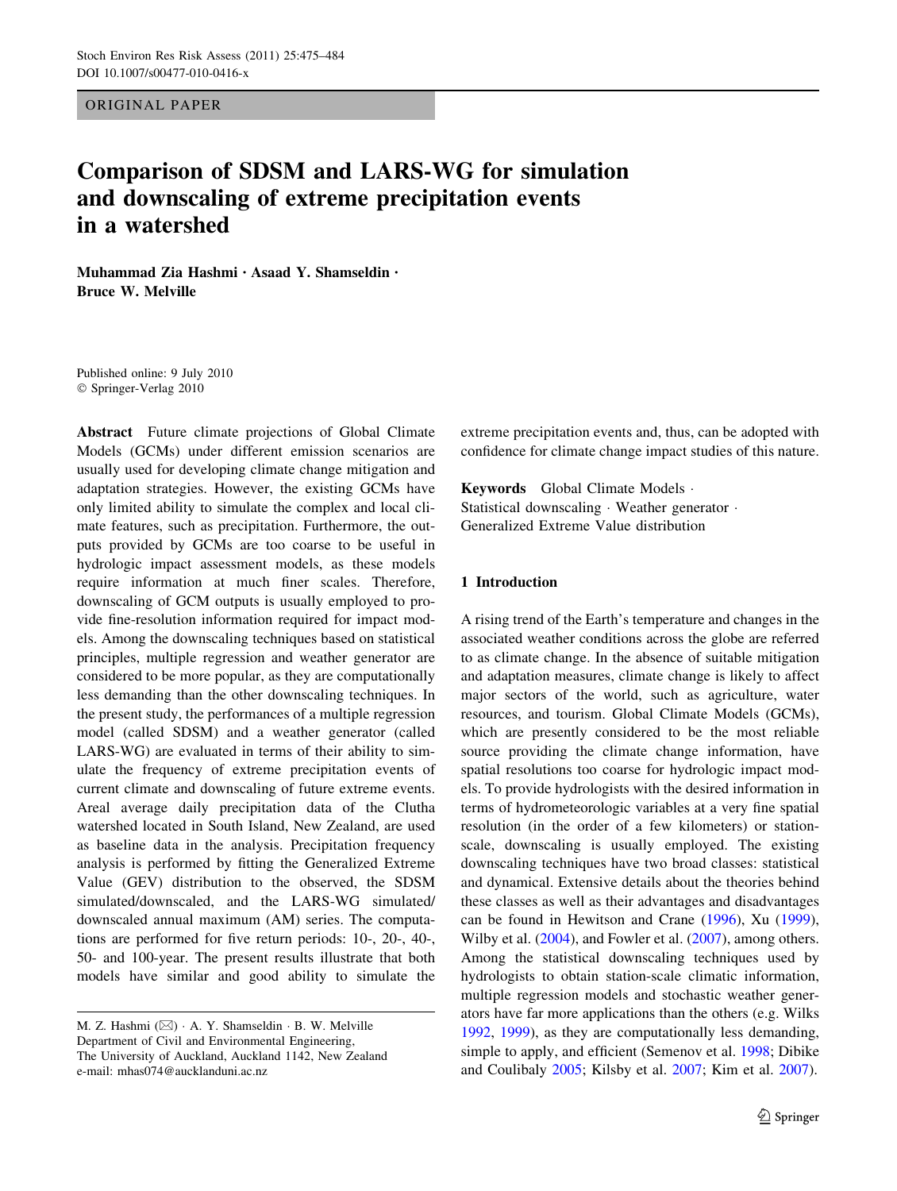ORIGINAL PAPER

# Comparison of SDSM and LARS-WG for simulation and downscaling of extreme precipitation events in a watershed

**Muhammad Zia Hashmi · Asaad Y. Shamseldin · Bruce W. Melville**

Published online: 9 July 2010
© Springer-Verlag 2010

**Abstract** Future climate projections of Global Climate Models (GCMs) under different emission scenarios are usually used for developing climate change mitigation and adaptation strategies. However, the existing GCMs have only limited ability to simulate the complex and local climate features, such as precipitation. Furthermore, the outputs provided by GCMs are too coarse to be useful in hydrologic impact assessment models, as these models require information at much finer scales. Therefore, downscaling of GCM outputs is usually employed to provide fine-resolution information required for impact models. Among the downscaling techniques based on statistical principles, multiple regression and weather generator are considered to be more popular, as they are computationally less demanding than the other downscaling techniques. In the present study, the performances of a multiple regression model (called SDSM) and a weather generator (called LARS-WG) are evaluated in terms of their ability to simulate the frequency of extreme precipitation events of current climate and downscaling of future extreme events. Areal average daily precipitation data of the Clutha watershed located in South Island, New Zealand, are used as baseline data in the analysis. Precipitation frequency analysis is performed by fitting the Generalized Extreme Value (GEV) distribution to the observed, the SDSM simulated/downscaled, and the LARS-WG simulated/downscaled annual maximum (AM) series. The computations are performed for five return periods: 10-, 20-, 40-, 50- and 100-year. The present results illustrate that both models have similar and good ability to simulate the extreme precipitation events and, thus, can be adopted with confidence for climate change impact studies of this nature.

**Keywords** Global Climate Models · Statistical downscaling · Weather generator · Generalized Extreme Value distribution

M. Z. Hashmi (✉) · A. Y. Shamseldin · B. W. Melville
Department of Civil and Environmental Engineering, The University of Auckland, Auckland 1142, New Zealand
e-mail: mhas074@aucklanduni.ac.nz

## 1 Introduction

A rising trend of the Earth's temperature and changes in the associated weather conditions across the globe are referred to as climate change. In the absence of suitable mitigation and adaptation measures, climate change is likely to affect major sectors of the world, such as agriculture, water resources, and tourism. Global Climate Models (GCMs), which are presently considered to be the most reliable source providing the climate change information, have spatial resolutions too coarse for hydrologic impact models. To provide hydrologists with the desired information in terms of hydrometeorologic variables at a very fine spatial resolution (in the order of a few kilometers) or station-scale, downscaling is usually employed. The existing downscaling techniques have two broad classes: statistical and dynamical. Extensive details about the theories behind these classes as well as their advantages and disadvantages can be found in Hewitson and Crane (1996), Xu (1999), Wilby et al. (2004), and Fowler et al. (2007), among others. Among the statistical downscaling techniques used by hydrologists to obtain station-scale climatic information, multiple regression models and stochastic weather generators have far more applications than the others (e.g. Wilks 1992, 1999), as they are computationally less demanding, simple to apply, and efficient (Semenov et al. 1998; Dibike and Coulibaly 2005; Kilsby et al. 2007; Kim et al. 2007).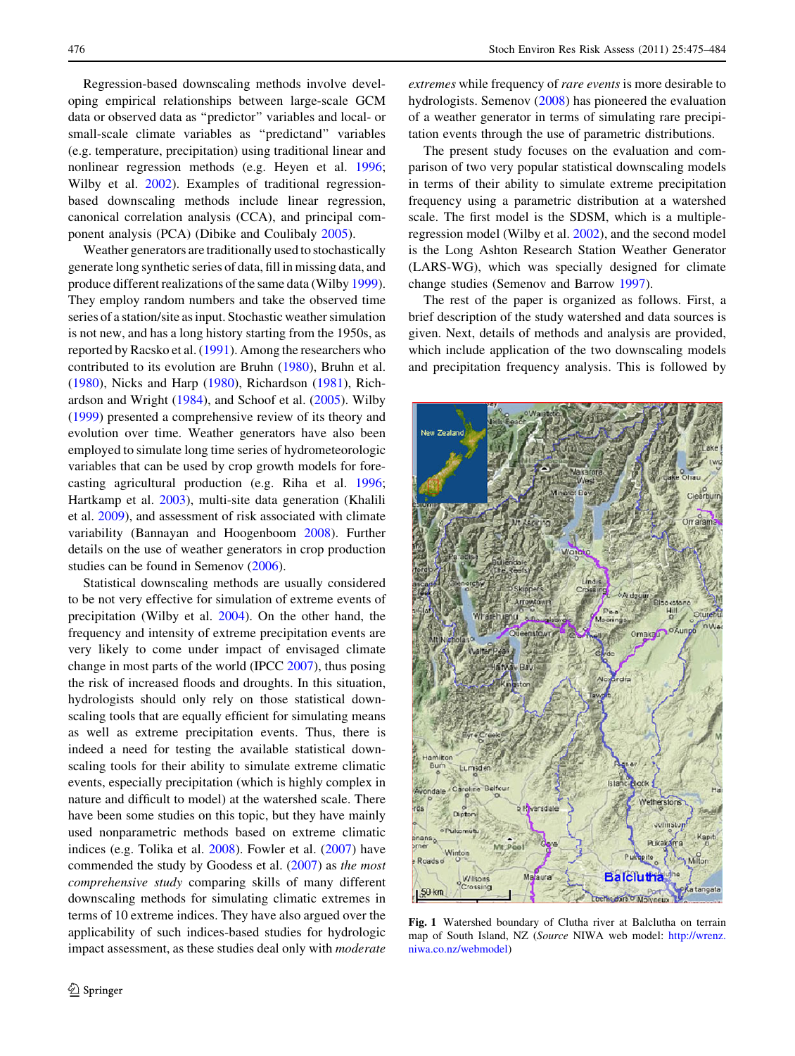Regression-based downscaling methods involve developing empirical relationships between large-scale GCM data or observed data as "predictor" variables and local- or small-scale climate variables as "predictand" variables (e.g. temperature, precipitation) using traditional linear and nonlinear regression methods (e.g. Heyen et al. 1996; Wilby et al. 2002). Examples of traditional regression-based downscaling methods include linear regression, canonical correlation analysis (CCA), and principal component analysis (PCA) (Dibike and Coulibaly 2005).

Weather generators are traditionally used to stochastically generate long synthetic series of data, fill in missing data, and produce different realizations of the same data (Wilby 1999). They employ random numbers and take the observed time series of a station/site as input. Stochastic weather simulation is not new, and has a long history starting from the 1950s, as reported by Racsko et al. (1991). Among the researchers who contributed to its evolution are Bruhn (1980), Bruhn et al. (1980), Nicks and Harp (1980), Richardson (1981), Richardson and Wright (1984), and Schoof et al. (2005). Wilby (1999) presented a comprehensive review of its theory and evolution over time. Weather generators have also been employed to simulate long time series of hydrometeorologic variables that can be used by crop growth models for forecasting agricultural production (e.g. Riha et al. 1996; Hartkamp et al. 2003), multi-site data generation (Khalili et al. 2009), and assessment of risk associated with climate variability (Bannayan and Hoogenboom 2008). Further details on the use of weather generators in crop production studies can be found in Semenov (2006).

Statistical downscaling methods are usually considered to be not very effective for simulation of extreme events of precipitation (Wilby et al. 2004). On the other hand, the frequency and intensity of extreme precipitation events are very likely to come under impact of envisaged climate change in most parts of the world (IPCC 2007), thus posing the risk of increased floods and droughts. In this situation, hydrologists should only rely on those statistical downscaling tools that are equally efficient for simulating means as well as extreme precipitation events. Thus, there is indeed a need for testing the available statistical downscaling tools for their ability to simulate extreme climatic events, especially precipitation (which is highly complex in nature and difficult to model) at the watershed scale. There have been some studies on this topic, but they have mainly used nonparametric methods based on extreme climatic indices (e.g. Tolika et al. 2008). Fowler et al. (2007) have commended the study by Goodess et al. (2007) as *the most comprehensive study* comparing skills of many different downscaling methods for simulating climatic extremes in terms of 10 extreme indices. They have also argued over the applicability of such indices-based studies for hydrologic impact assessment, as these studies deal only with *moderate extremes* while frequency of *rare events* is more desirable to hydrologists. Semenov (2008) has pioneered the evaluation of a weather generator in terms of simulating rare precipitation events through the use of parametric distributions.

The present study focuses on the evaluation and comparison of two very popular statistical downscaling models in terms of their ability to simulate extreme precipitation frequency using a parametric distribution at a watershed scale. The first model is the SDSM, which is a multiple-regression model (Wilby et al. 2002), and the second model is the Long Ashton Research Station Weather Generator (LARS-WG), which was specially designed for climate change studies (Semenov and Barrow 1997).

The rest of the paper is organized as follows. First, a brief description of the study watershed and data sources is given. Next, details of methods and analysis are provided, which include application of the two downscaling models and precipitation frequency analysis. This is followed by

**Fig. 1** Watershed boundary of Clutha river at Balclutha on terrain map of South Island, NZ (*Source* NIWA web model: http://wrenz.niwa.co.nz/webmodel)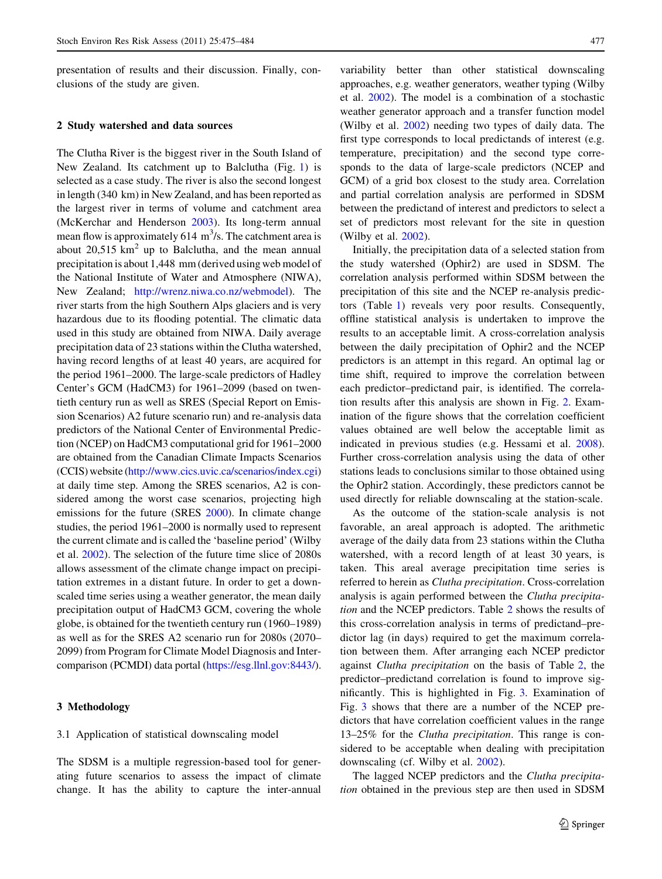presentation of results and their discussion. Finally, conclusions of the study are given.

## 2 Study watershed and data sources

The Clutha River is the biggest river in the South Island of New Zealand. Its catchment up to Balclutha (Fig. 1) is selected as a case study. The river is also the second longest in length (340 km) in New Zealand, and has been reported as the largest river in terms of volume and catchment area (McKerchar and Henderson 2003). Its long-term annual mean flow is approximately 614 $m^3$/s. The catchment area is about 20,515 $km^2$ up to Balclutha, and the mean annual precipitation is about 1,448 mm (derived using web model of the National Institute of Water and Atmosphere (NIWA), New Zealand; http://wrenz.niwa.co.nz/webmodel). The river starts from the high Southern Alps glaciers and is very hazardous due to its flooding potential. The climatic data used in this study are obtained from NIWA. Daily average precipitation data of 23 stations within the Clutha watershed, having record lengths of at least 40 years, are acquired for the period 1961–2000. The large-scale predictors of Hadley Center's GCM (HadCM3) for 1961–2099 (based on twentieth century run as well as SRES (Special Report on Emission Scenarios) A2 future scenario run) and re-analysis data predictors of the National Center of Environmental Prediction (NCEP) on HadCM3 computational grid for 1961–2000 are obtained from the Canadian Climate Impacts Scenarios (CCIS) website (http://www.cics.uvic.ca/scenarios/index.cgi) at daily time step. Among the SRES scenarios, A2 is considered among the worst case scenarios, projecting high emissions for the future (SRES 2000). In climate change studies, the period 1961–2000 is normally used to represent the current climate and is called the 'baseline period' (Wilby et al. 2002). The selection of the future time slice of 2080s allows assessment of the climate change impact on precipitation extremes in a distant future. In order to get a downscaled time series using a weather generator, the mean daily precipitation output of HadCM3 GCM, covering the whole globe, is obtained for the twentieth century run (1960–1989) as well as for the SRES A2 scenario run for 2080s (2070–2099) from Program for Climate Model Diagnosis and Intercomparison (PCMDI) data portal (https://esg.llnl.gov:8443/).

## 3 Methodology

### 3.1 Application of statistical downscaling model

The SDSM is a multiple regression-based tool for generating future scenarios to assess the impact of climate change. It has the ability to capture the inter-annual variability better than other statistical downscaling approaches, e.g. weather generators, weather typing (Wilby et al. 2002). The model is a combination of a stochastic weather generator approach and a transfer function model (Wilby et al. 2002) needing two types of daily data. The first type corresponds to local predictands of interest (e.g. temperature, precipitation) and the second type corresponds to the data of large-scale predictors (NCEP and GCM) of a grid box closest to the study area. Correlation and partial correlation analysis are performed in SDSM between the predictand of interest and predictors to select a set of predictors most relevant for the site in question (Wilby et al. 2002).

Initially, the precipitation data of a selected station from the study watershed (Ophir2) are used in SDSM. The correlation analysis performed within SDSM between the precipitation of this site and the NCEP re-analysis predictors (Table 1) reveals very poor results. Consequently, offline statistical analysis is undertaken to improve the results to an acceptable limit. A cross-correlation analysis between the daily precipitation of Ophir2 and the NCEP predictors is an attempt in this regard. An optimal lag or time shift, required to improve the correlation between each predictor–predictand pair, is identified. The correlation results after this analysis are shown in Fig. 2. Examination of the figure shows that the correlation coefficient values obtained are well below the acceptable limit as indicated in previous studies (e.g. Hessami et al. 2008). Further cross-correlation analysis using the data of other stations leads to conclusions similar to those obtained using the Ophir2 station. Accordingly, these predictors cannot be used directly for reliable downscaling at the station-scale.

As the outcome of the station-scale analysis is not favorable, an areal approach is adopted. The arithmetic average of the daily data from 23 stations within the Clutha watershed, with a record length of at least 30 years, is taken. This areal average precipitation time series is referred to herein as *Clutha precipitation*. Cross-correlation analysis is again performed between the *Clutha precipitation* and the NCEP predictors. Table 2 shows the results of this cross-correlation analysis in terms of predictand–predictor lag (in days) required to get the maximum correlation between them. After arranging each NCEP predictor against *Clutha precipitation* on the basis of Table 2, the predictor–predictand correlation is found to improve significantly. This is highlighted in Fig. 3. Examination of Fig. 3 shows that there are a number of the NCEP predictors that have correlation coefficient values in the range 13–25% for the *Clutha precipitation*. This range is considered to be acceptable when dealing with precipitation downscaling (cf. Wilby et al. 2002).

The lagged NCEP predictors and the *Clutha precipitation* obtained in the previous step are then used in SDSM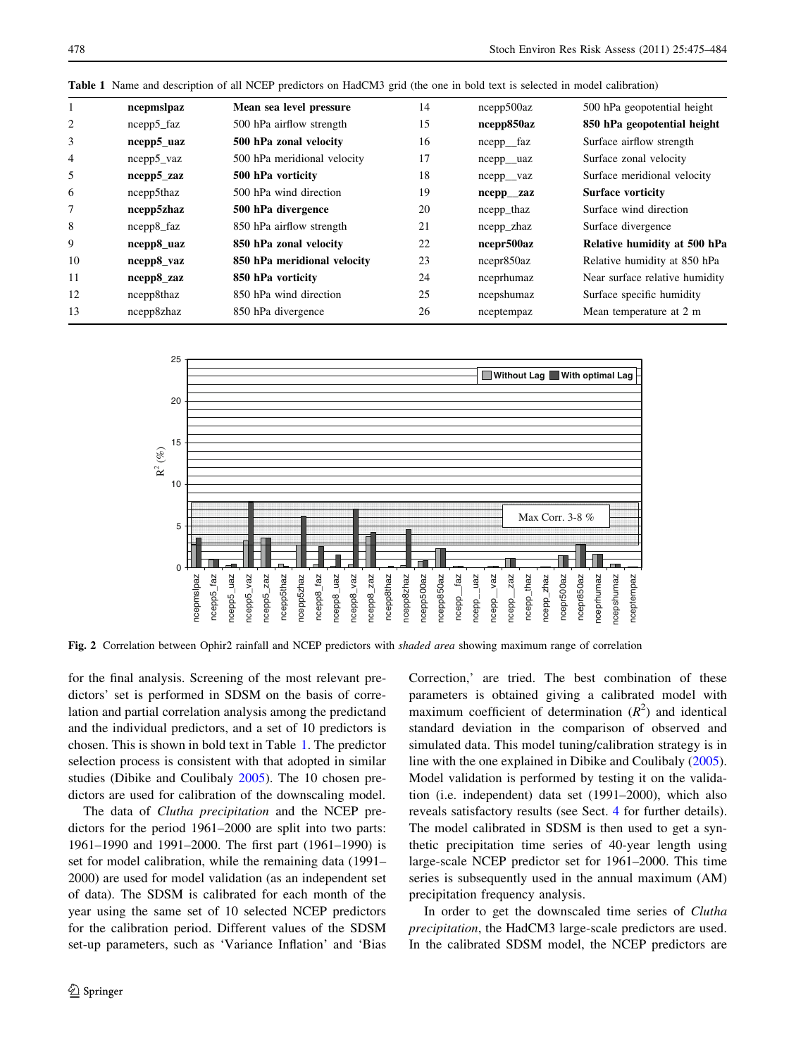**Table 1** Name and description of all NCEP predictors on HadCM3 grid (the one in bold text is selected in model calibration)

| | | | | | |
|---|---|---|---|---|---|
| 1 | **ncepmslpaz** | **Mean sea level pressure** | 14 | ncepp500az | 500 hPa geopotential height |
| 2 | ncepp5_faz | 500 hPa airflow strength | 15 | **ncepp850az** | **850 hPa geopotential height** |
| 3 | **ncepp5_uaz** | **500 hPa zonal velocity** | 16 | ncepp__faz | Surface airflow strength |
| 4 | ncepp5_vaz | 500 hPa meridional velocity | 17 | ncepp__uaz | Surface zonal velocity |
| 5 | **ncepp5_zaz** | **500 hPa vorticity** | 18 | ncepp__vaz | Surface meridional velocity |
| 6 | ncepp5thaz | 500 hPa wind direction | 19 | **ncepp__zaz** | **Surface vorticity** |
| 7 | **ncepp5zhaz** | **500 hPa divergence** | 20 | ncepp_thaz | Surface wind direction |
| 8 | ncepp8_faz | 850 hPa airflow strength | 21 | ncepp_zhaz | Surface divergence |
| 9 | **ncepp8_uaz** | **850 hPa zonal velocity** | 22 | **ncepr500az** | **Relative humidity at 500 hPa** |
| 10 | **ncepp8_vaz** | **850 hPa meridional velocity** | 23 | ncepr850az | Relative humidity at 850 hPa |
| 11 | **ncepp8_zaz** | **850 hPa vorticity** | 24 | nceprhumaz | Near surface relative humidity |
| 12 | ncepp8thaz | 850 hPa wind direction | 25 | ncepshumaz | Surface specific humidity |
| 13 | ncepp8zhaz | 850 hPa divergence | 26 | nceptempaz | Mean temperature at 2 m |

**Fig. 2** Correlation between Ophir2 rainfall and NCEP predictors with *shaded area* showing maximum range of correlation

for the final analysis. Screening of the most relevant predictors' set is performed in SDSM on the basis of correlation and partial correlation analysis among the predictand and the individual predictors, and a set of 10 predictors is chosen. This is shown in bold text in Table 1. The predictor selection process is consistent with that adopted in similar studies (Dibike and Coulibaly 2005). The 10 chosen predictors are used for calibration of the downscaling model.

The data of *Clutha precipitation* and the NCEP predictors for the period 1961–2000 are split into two parts: 1961–1990 and 1991–2000. The first part (1961–1990) is set for model calibration, while the remaining data (1991–2000) are used for model validation (as an independent set of data). The SDSM is calibrated for each month of the year using the same set of 10 selected NCEP predictors for the calibration period. Different values of the SDSM set-up parameters, such as 'Variance Inflation' and 'Bias Correction,' are tried. The best combination of these parameters is obtained giving a calibrated model with maximum coefficient of determination ($R^2$) and identical standard deviation in the comparison of observed and simulated data. This model tuning/calibration strategy is in line with the one explained in Dibike and Coulibaly (2005). Model validation is performed by testing it on the validation (i.e. independent) data set (1991–2000), which also reveals satisfactory results (see Sect. 4 for further details). The model calibrated in SDSM is then used to get a synthetic precipitation time series of 40-year length using large-scale NCEP predictor set for 1961–2000. This time series is subsequently used in the annual maximum (AM) precipitation frequency analysis.

In order to get the downscaled time series of *Clutha precipitation*, the HadCM3 large-scale predictors are used. In the calibrated SDSM model, the NCEP predictors are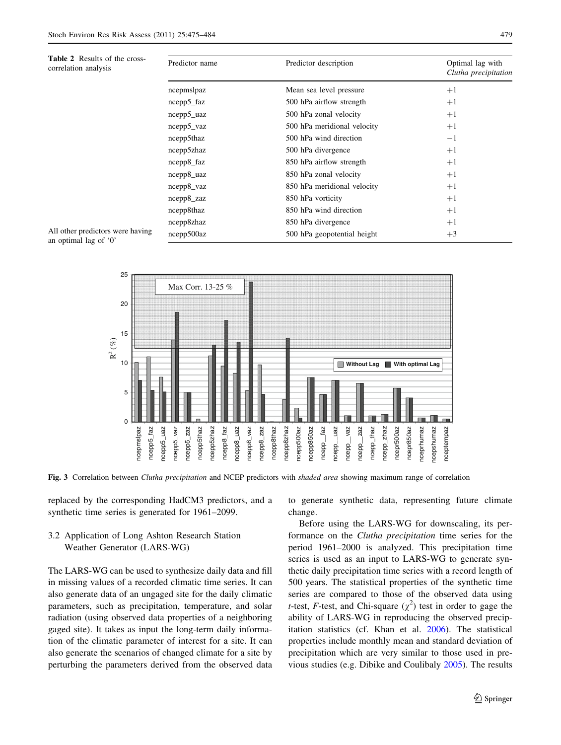**Table 2** Results of the cross-correlation analysis

| Predictor name | Predictor description | Optimal lag with *Clutha precipitation* |
|---|---|---|
| ncepmslpaz | Mean sea level pressure | +1 |
| ncepp5_faz | 500 hPa airflow strength | +1 |
| ncepp5_uaz | 500 hPa zonal velocity | +1 |
| ncepp5_vaz | 500 hPa meridional velocity | +1 |
| ncepp5thaz | 500 hPa wind direction | −1 |
| ncepp5zhaz | 500 hPa divergence | +1 |
| ncepp8_faz | 850 hPa airflow strength | +1 |
| ncepp8_uaz | 850 hPa zonal velocity | +1 |
| ncepp8_vaz | 850 hPa meridional velocity | +1 |
| ncepp8_zaz | 850 hPa vorticity | +1 |
| ncepp8thaz | 850 hPa wind direction | +1 |
| ncepp8zhaz | 850 hPa divergence | +1 |
| ncepp500az | 500 hPa geopotential height | +3 |

All other predictors were having an optimal lag of '0'

**Fig. 3** Correlation between *Clutha precipitation* and NCEP predictors with *shaded area* showing maximum range of correlation

replaced by the corresponding HadCM3 predictors, and a synthetic time series is generated for 1961–2099.

### 3.2 Application of Long Ashton Research Station Weather Generator (LARS-WG)

The LARS-WG can be used to synthesize daily data and fill in missing values of a recorded climatic time series. It can also generate data of an ungaged site for the daily climatic parameters, such as precipitation, temperature, and solar radiation (using observed data properties of a neighboring gaged site). It takes as input the long-term daily information of the climatic parameter of interest for a site. It can also generate the scenarios of changed climate for a site by perturbing the parameters derived from the observed data to generate synthetic data, representing future climate change.

Before using the LARS-WG for downscaling, its performance on the *Clutha precipitation* time series for the period 1961–2000 is analyzed. This precipitation time series is used as an input to LARS-WG to generate synthetic daily precipitation time series with a record length of 500 years. The statistical properties of the synthetic time series are compared to those of the observed data using *t*-test, *F*-test, and Chi-square ($\chi^2$) test in order to gage the ability of LARS-WG in reproducing the observed precipitation statistics (cf. Khan et al. 2006). The statistical properties include monthly mean and standard deviation of precipitation which are very similar to those used in previous studies (e.g. Dibike and Coulibaly 2005). The results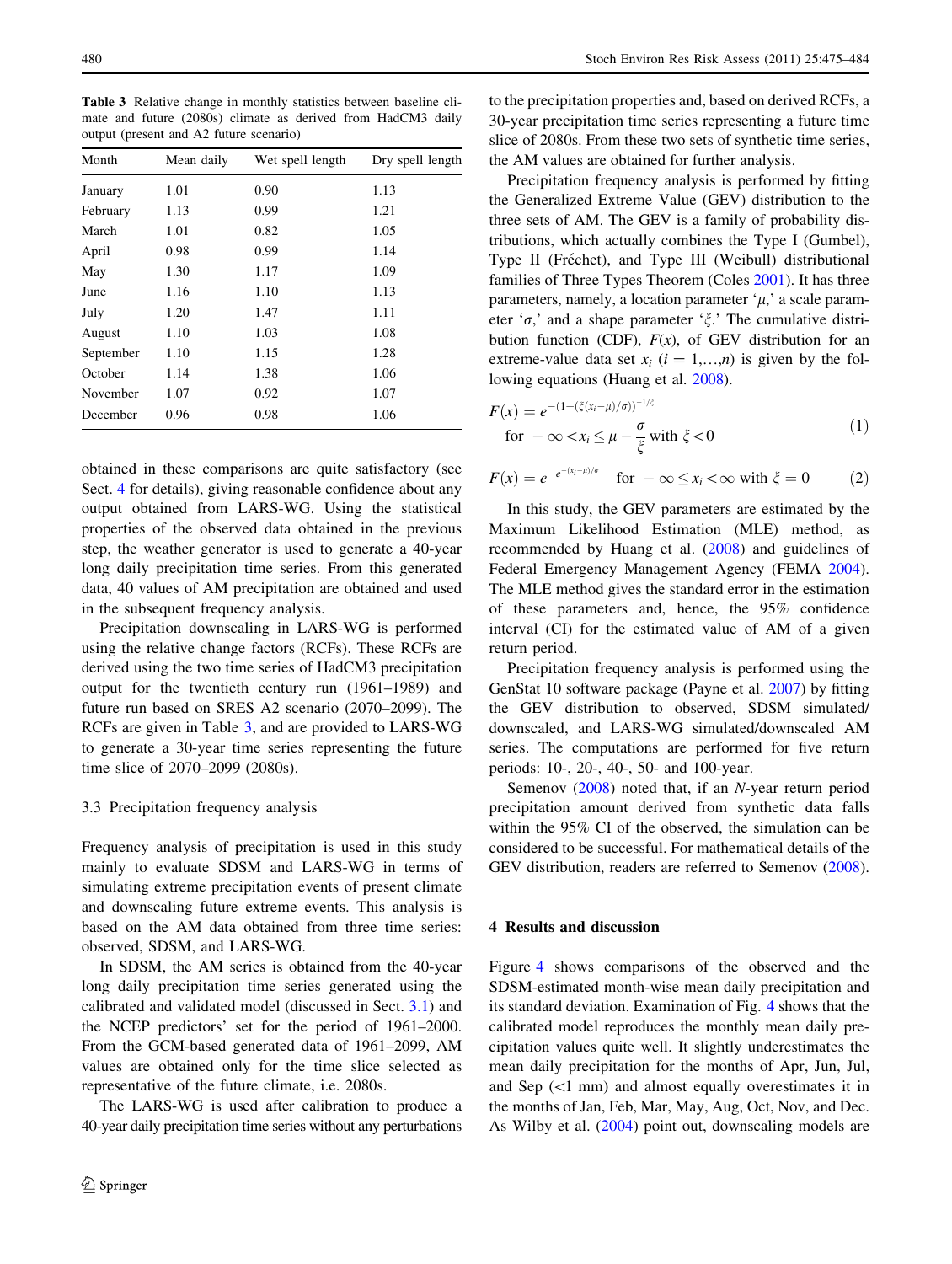**Table 3** Relative change in monthly statistics between baseline climate and future (2080s) climate as derived from HadCM3 daily output (present and A2 future scenario)

| Month | Mean daily | Wet spell length | Dry spell length |
|---|---|---|---|
| January | 1.01 | 0.90 | 1.13 |
| February | 1.13 | 0.99 | 1.21 |
| March | 1.01 | 0.82 | 1.05 |
| April | 0.98 | 0.99 | 1.14 |
| May | 1.30 | 1.17 | 1.09 |
| June | 1.16 | 1.10 | 1.13 |
| July | 1.20 | 1.47 | 1.11 |
| August | 1.10 | 1.03 | 1.08 |
| September | 1.10 | 1.15 | 1.28 |
| October | 1.14 | 1.38 | 1.06 |
| November | 1.07 | 0.92 | 1.07 |
| December | 0.96 | 0.98 | 1.06 |

obtained in these comparisons are quite satisfactory (see Sect. 4 for details), giving reasonable confidence about any output obtained from LARS-WG. Using the statistical properties of the observed data obtained in the previous step, the weather generator is used to generate a 40-year long daily precipitation time series. From this generated data, 40 values of AM precipitation are obtained and used in the subsequent frequency analysis.

Precipitation downscaling in LARS-WG is performed using the relative change factors (RCFs). These RCFs are derived using the two time series of HadCM3 precipitation output for the twentieth century run (1961–1989) and future run based on SRES A2 scenario (2070–2099). The RCFs are given in Table 3, and are provided to LARS-WG to generate a 30-year time series representing the future time slice of 2070–2099 (2080s).

### 3.3 Precipitation frequency analysis

Frequency analysis of precipitation is used in this study mainly to evaluate SDSM and LARS-WG in terms of simulating extreme precipitation events of present climate and downscaling future extreme events. This analysis is based on the AM data obtained from three time series: observed, SDSM, and LARS-WG.

In SDSM, the AM series is obtained from the 40-year long daily precipitation time series generated using the calibrated and validated model (discussed in Sect. 3.1) and the NCEP predictors' set for the period of 1961–2000. From the GCM-based generated data of 1961–2099, AM values are obtained only for the time slice selected as representative of the future climate, i.e. 2080s.

The LARS-WG is used after calibration to produce a 40-year daily precipitation time series without any perturbations to the precipitation properties and, based on derived RCFs, a 30-year precipitation time series representing a future time slice of 2080s. From these two sets of synthetic time series, the AM values are obtained for further analysis.

Precipitation frequency analysis is performed by fitting the Generalized Extreme Value (GEV) distribution to the three sets of AM. The GEV is a family of probability distributions, which actually combines the Type I (Gumbel), Type II (Fréchet), and Type III (Weibull) distributional families of Three Types Theorem (Coles 2001). It has three parameters, namely, a location parameter '$\mu$,' a scale parameter '$\sigma$,' and a shape parameter '$\xi$.' The cumulative distribution function (CDF), $F(x)$, of GEV distribution for an extreme-value data set $x_i$ ($i = 1,\ldots,n$) is given by the following equations (Huang et al. 2008).

$$F(x) = e^{-(1+(\xi(x_i-\mu)/\sigma))^{-1/\xi}} \quad \text{for } -\infty < x_i \le \mu - \frac{\sigma}{\xi} \text{ with } \xi < 0 \tag{1}$$

$$F(x) = e^{-e^{-(x_i-\mu)/\sigma}} \quad \text{for } -\infty \le x_i < \infty \text{ with } \xi = 0 \tag{2}$$

In this study, the GEV parameters are estimated by the Maximum Likelihood Estimation (MLE) method, as recommended by Huang et al. (2008) and guidelines of Federal Emergency Management Agency (FEMA 2004). The MLE method gives the standard error in the estimation of these parameters and, hence, the 95% confidence interval (CI) for the estimated value of AM of a given return period.

Precipitation frequency analysis is performed using the GenStat 10 software package (Payne et al. 2007) by fitting the GEV distribution to observed, SDSM simulated/downscaled, and LARS-WG simulated/downscaled AM series. The computations are performed for five return periods: 10-, 20-, 40-, 50- and 100-year.

Semenov (2008) noted that, if an *N*-year return period precipitation amount derived from synthetic data falls within the 95% CI of the observed, the simulation can be considered to be successful. For mathematical details of the GEV distribution, readers are referred to Semenov (2008).

## 4 Results and discussion

Figure 4 shows comparisons of the observed and the SDSM-estimated month-wise mean daily precipitation and its standard deviation. Examination of Fig. 4 shows that the calibrated model reproduces the monthly mean daily precipitation values quite well. It slightly underestimates the mean daily precipitation for the months of Apr, Jun, Jul, and Sep (<1 mm) and almost equally overestimates it in the months of Jan, Feb, Mar, May, Aug, Oct, Nov, and Dec. As Wilby et al. (2004) point out, downscaling models are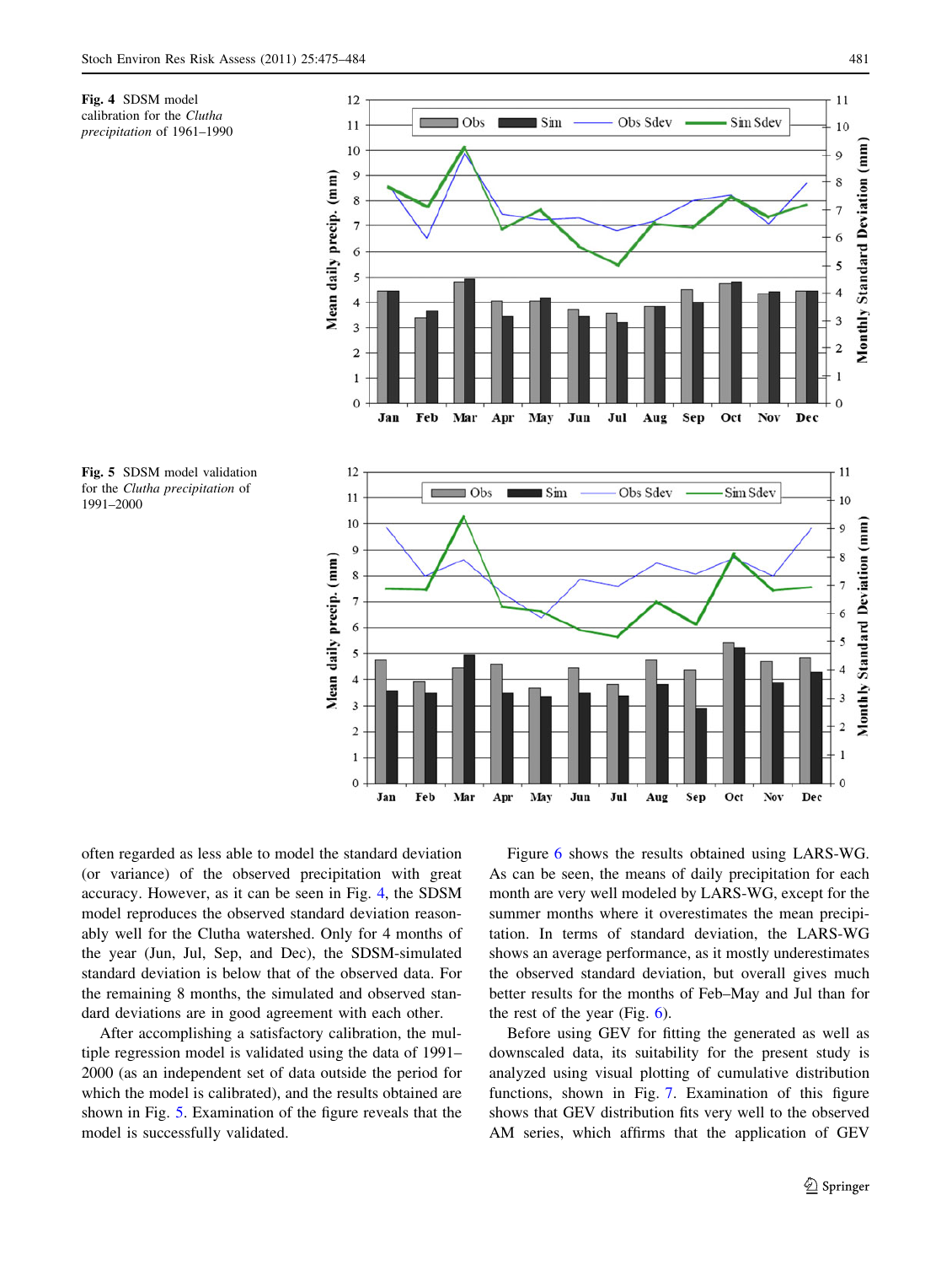Fig. 4 SDSM model calibration for the *Clutha precipitation* of 1961–1990

Fig. 5 SDSM model validation for the *Clutha precipitation* of 1991–2000

often regarded as less able to model the standard deviation (or variance) of the observed precipitation with great accuracy. However, as it can be seen in Fig. 4, the SDSM model reproduces the observed standard deviation reasonably well for the Clutha watershed. Only for 4 months of the year (Jun, Jul, Sep, and Dec), the SDSM-simulated standard deviation is below that of the observed data. For the remaining 8 months, the simulated and observed standard deviations are in good agreement with each other.

After accomplishing a satisfactory calibration, the multiple regression model is validated using the data of 1991–2000 (as an independent set of data outside the period for which the model is calibrated), and the results obtained are shown in Fig. 5. Examination of the figure reveals that the model is successfully validated.

Figure 6 shows the results obtained using LARS-WG. As can be seen, the means of daily precipitation for each month are very well modeled by LARS-WG, except for the summer months where it overestimates the mean precipitation. In terms of standard deviation, the LARS-WG shows an average performance, as it mostly underestimates the observed standard deviation, but overall gives much better results for the months of Feb–May and Jul than for the rest of the year (Fig. 6).

Before using GEV for fitting the generated as well as downscaled data, its suitability for the present study is analyzed using visual plotting of cumulative distribution functions, shown in Fig. 7. Examination of this figure shows that GEV distribution fits very well to the observed AM series, which affirms that the application of GEV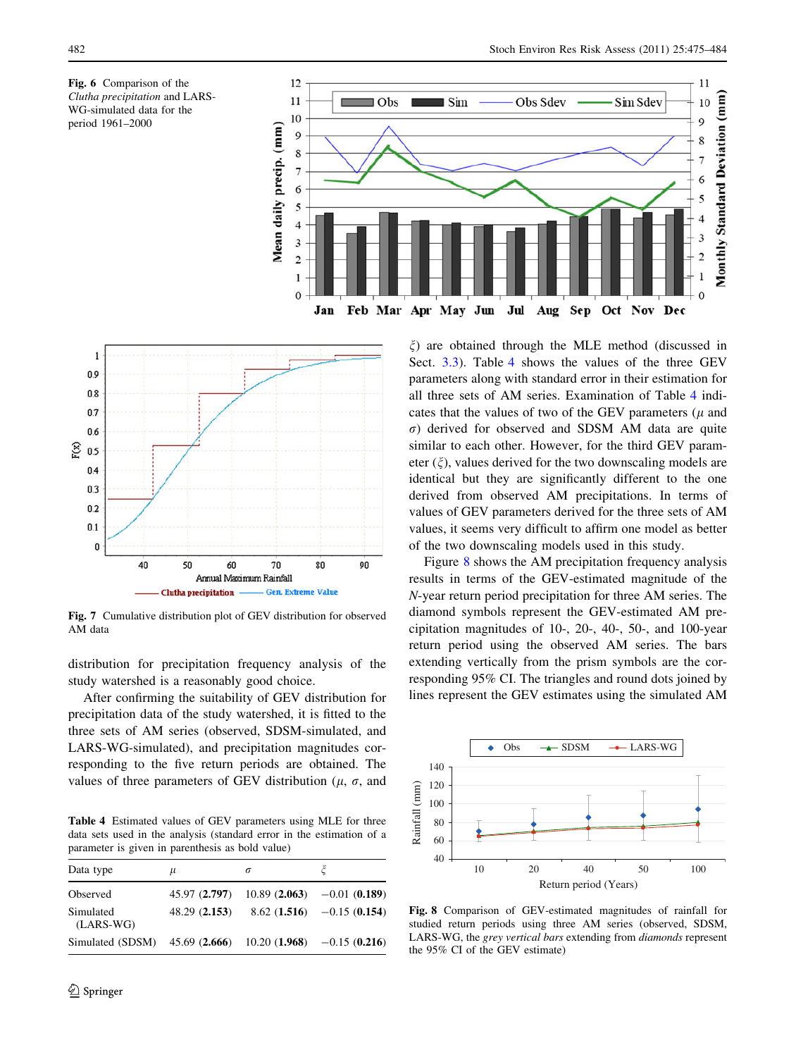**Fig. 6** Comparison of the *Clutha precipitation* and LARS-WG-simulated data for the period 1961–2000

**Fig. 7** Cumulative distribution plot of GEV distribution for observed AM data

distribution for precipitation frequency analysis of the study watershed is a reasonably good choice.

After confirming the suitability of GEV distribution for precipitation data of the study watershed, it is fitted to the three sets of AM series (observed, SDSM-simulated, and LARS-WG-simulated), and precipitation magnitudes corresponding to the five return periods are obtained. The values of three parameters of GEV distribution ($\mu$, $\sigma$, and $\xi$) are obtained through the MLE method (discussed in Sect. 3.3). Table 4 shows the values of the three GEV parameters along with standard error in their estimation for all three sets of AM series. Examination of Table 4 indicates that the values of two of the GEV parameters ($\mu$ and $\sigma$) derived for observed and SDSM AM data are quite similar to each other. However, for the third GEV parameter ($\xi$), values derived for the two downscaling models are identical but they are significantly different to the one derived from observed AM precipitations. In terms of values of GEV parameters derived for the three sets of AM values, it seems very difficult to affirm one model as better of the two downscaling models used in this study.

Figure 8 shows the AM precipitation frequency analysis results in terms of the GEV-estimated magnitude of the *N*-year return period precipitation for three AM series. The diamond symbols represent the GEV-estimated AM precipitation magnitudes of 10-, 20-, 40-, 50-, and 100-year return period using the observed AM series. The bars extending vertically from the prism symbols are the corresponding 95% CI. The triangles and round dots joined by lines represent the GEV estimates using the simulated AM

**Table 4** Estimated values of GEV parameters using MLE for three data sets used in the analysis (standard error in the estimation of a parameter is given in parenthesis as bold value)

| Data type | $\mu$ | $\sigma$ | $\xi$ |
|---|---|---|---|
| Observed | 45.97 (**2.797**) | 10.89 (**2.063**) | −0.01 (**0.189**) |
| Simulated (LARS-WG) | 48.29 (**2.153**) | 8.62 (**1.516**) | −0.15 (**0.154**) |
| Simulated (SDSM) | 45.69 (**2.666**) | 10.20 (**1.968**) | −0.15 (**0.216**) |

**Fig. 8** Comparison of GEV-estimated magnitudes of rainfall for studied return periods using three AM series (observed, SDSM, LARS-WG, the *grey vertical bars* extending from *diamonds* represent the 95% CI of the GEV estimate)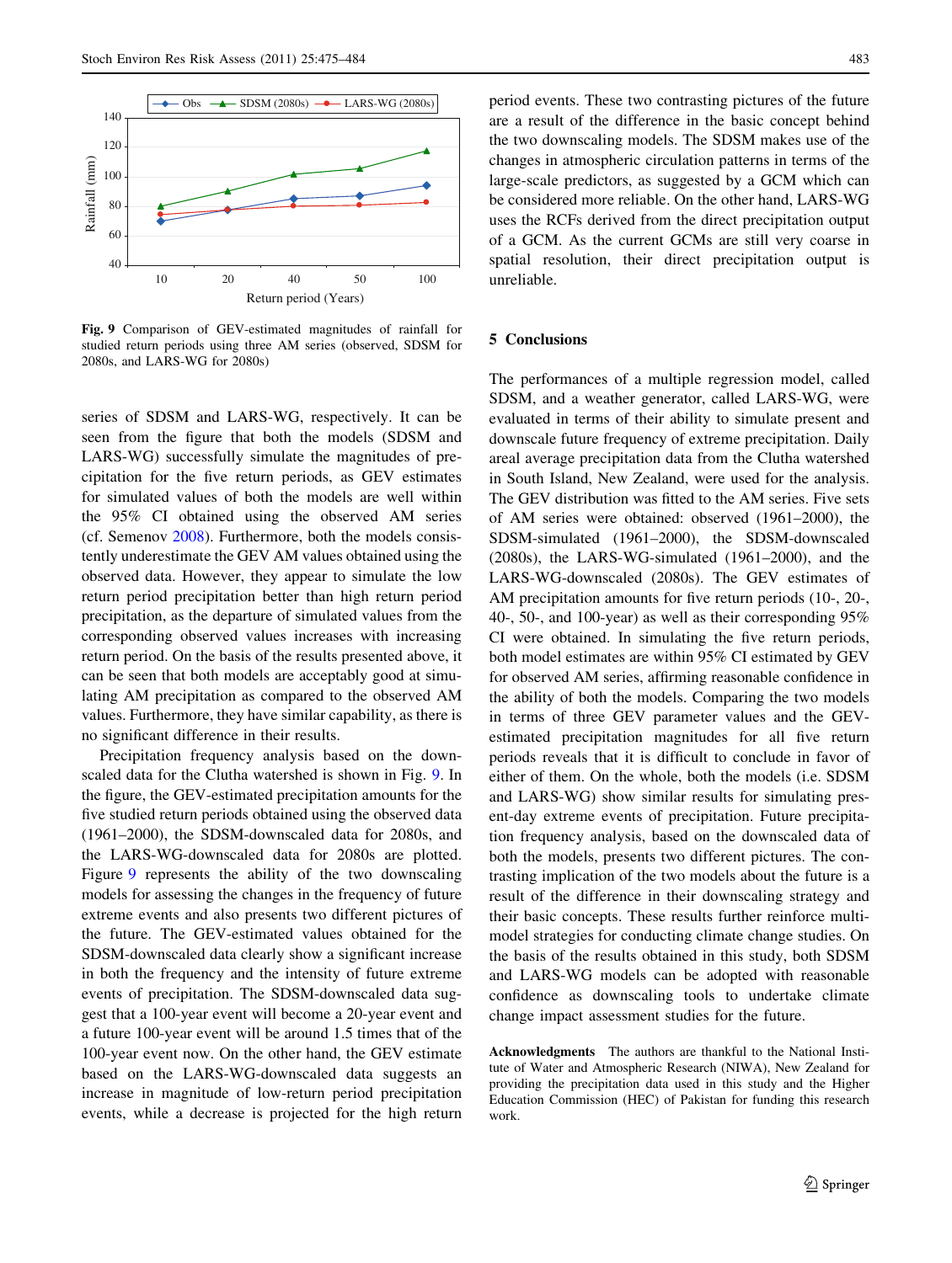Fig. 9 Comparison of GEV-estimated magnitudes of rainfall for studied return periods using three AM series (observed, SDSM for 2080s, and LARS-WG for 2080s)

series of SDSM and LARS-WG, respectively. It can be seen from the figure that both the models (SDSM and LARS-WG) successfully simulate the magnitudes of precipitation for the five return periods, as GEV estimates for simulated values of both the models are well within the 95% CI obtained using the observed AM series (cf. Semenov 2008). Furthermore, both the models consistently underestimate the GEV AM values obtained using the observed data. However, they appear to simulate the low return period precipitation better than high return period precipitation, as the departure of simulated values from the corresponding observed values increases with increasing return period. On the basis of the results presented above, it can be seen that both models are acceptably good at simulating AM precipitation as compared to the observed AM values. Furthermore, they have similar capability, as there is no significant difference in their results.

Precipitation frequency analysis based on the downscaled data for the Clutha watershed is shown in Fig. 9. In the figure, the GEV-estimated precipitation amounts for the five studied return periods obtained using the observed data (1961–2000), the SDSM-downscaled data for 2080s, and the LARS-WG-downscaled data for 2080s are plotted. Figure 9 represents the ability of the two downscaling models for assessing the changes in the frequency of future extreme events and also presents two different pictures of the future. The GEV-estimated values obtained for the SDSM-downscaled data clearly show a significant increase in both the frequency and the intensity of future extreme events of precipitation. The SDSM-downscaled data suggest that a 100-year event will become a 20-year event and a future 100-year event will be around 1.5 times that of the 100-year event now. On the other hand, the GEV estimate based on the LARS-WG-downscaled data suggests an increase in magnitude of low-return period precipitation events, while a decrease is projected for the high return period events. These two contrasting pictures of the future are a result of the difference in the basic concept behind the two downscaling models. The SDSM makes use of the changes in atmospheric circulation patterns in terms of the large-scale predictors, as suggested by a GCM which can be considered more reliable. On the other hand, LARS-WG uses the RCFs derived from the direct precipitation output of a GCM. As the current GCMs are still very coarse in spatial resolution, their direct precipitation output is unreliable.

## 5 Conclusions

The performances of a multiple regression model, called SDSM, and a weather generator, called LARS-WG, were evaluated in terms of their ability to simulate present and downscale future frequency of extreme precipitation. Daily areal average precipitation data from the Clutha watershed in South Island, New Zealand, were used for the analysis. The GEV distribution was fitted to the AM series. Five sets of AM series were obtained: observed (1961–2000), the SDSM-simulated (1961–2000), the SDSM-downscaled (2080s), the LARS-WG-simulated (1961–2000), and the LARS-WG-downscaled (2080s). The GEV estimates of AM precipitation amounts for five return periods (10-, 20-, 40-, 50-, and 100-year) as well as their corresponding 95% CI were obtained. In simulating the five return periods, both model estimates are within 95% CI estimated by GEV for observed AM series, affirming reasonable confidence in the ability of both the models. Comparing the two models in terms of three GEV parameter values and the GEV-estimated precipitation magnitudes for all five return periods reveals that it is difficult to conclude in favor of either of them. On the whole, both the models (i.e. SDSM and LARS-WG) show similar results for simulating present-day extreme events of precipitation. Future precipitation frequency analysis, based on the downscaled data of both the models, presents two different pictures. The contrasting implication of the two models about the future is a result of the difference in their downscaling strategy and their basic concepts. These results further reinforce multimodel strategies for conducting climate change studies. On the basis of the results obtained in this study, both SDSM and LARS-WG models can be adopted with reasonable confidence as downscaling tools to undertake climate change impact assessment studies for the future.

**Acknowledgments** The authors are thankful to the National Institute of Water and Atmospheric Research (NIWA), New Zealand for providing the precipitation data used in this study and the Higher Education Commission (HEC) of Pakistan for funding this research work.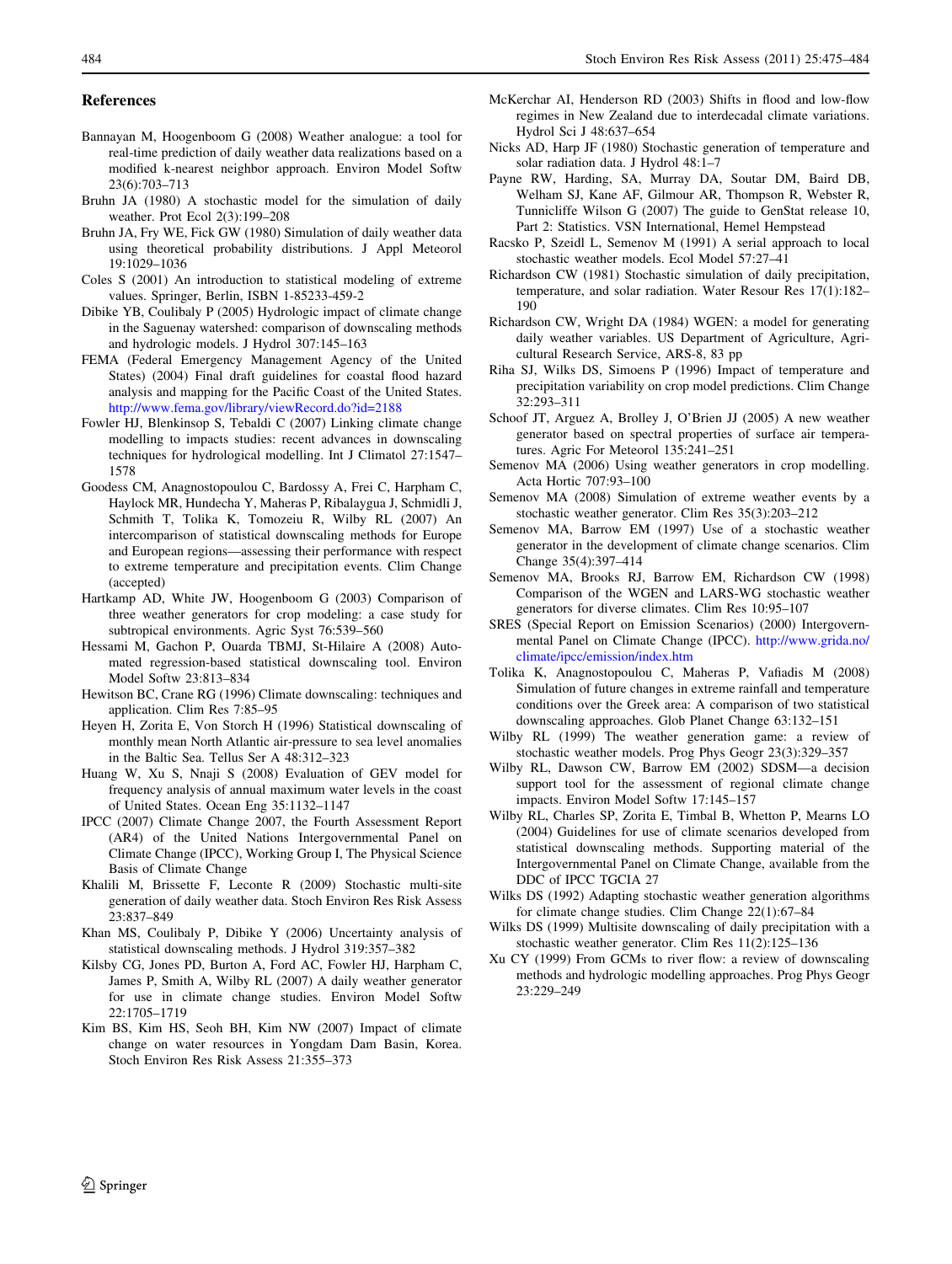## References

Bannayan M, Hoogenboom G (2008) Weather analogue: a tool for real-time prediction of daily weather data realizations based on a modified k-nearest neighbor approach. Environ Model Softw 23(6):703–713

Bruhn JA (1980) A stochastic model for the simulation of daily weather. Prot Ecol 2(3):199–208

Bruhn JA, Fry WE, Fick GW (1980) Simulation of daily weather data using theoretical probability distributions. J Appl Meteorol 19:1029–1036

Coles S (2001) An introduction to statistical modeling of extreme values. Springer, Berlin, ISBN 1-85233-459-2

Dibike YB, Coulibaly P (2005) Hydrologic impact of climate change in the Saguenay watershed: comparison of downscaling methods and hydrologic models. J Hydrol 307:145–163

FEMA (Federal Emergency Management Agency of the United States) (2004) Final draft guidelines for coastal flood hazard analysis and mapping for the Pacific Coast of the United States. http://www.fema.gov/library/viewRecord.do?id=2188

Fowler HJ, Blenkinsop S, Tebaldi C (2007) Linking climate change modelling to impacts studies: recent advances in downscaling techniques for hydrological modelling. Int J Climatol 27:1547–1578

Goodess CM, Anagnostopoulou C, Bardossy A, Frei C, Harpham C, Haylock MR, Hundecha Y, Maheras P, Ribalaygua J, Schmidli J, Schmith T, Tolika K, Tomozeiu R, Wilby RL (2007) An intercomparison of statistical downscaling methods for Europe and European regions—assessing their performance with respect to extreme temperature and precipitation events. Clim Change (accepted)

Hartkamp AD, White JW, Hoogenboom G (2003) Comparison of three weather generators for crop modeling: a case study for subtropical environments. Agric Syst 76:539–560

Hessami M, Gachon P, Ouarda TBMJ, St-Hilaire A (2008) Automated regression-based statistical downscaling tool. Environ Model Softw 23:813–834

Hewitson BC, Crane RG (1996) Climate downscaling: techniques and application. Clim Res 7:85–95

Heyen H, Zorita E, Von Storch H (1996) Statistical downscaling of monthly mean North Atlantic air-pressure to sea level anomalies in the Baltic Sea. Tellus Ser A 48:312–323

Huang W, Xu S, Nnaji S (2008) Evaluation of GEV model for frequency analysis of annual maximum water levels in the coast of United States. Ocean Eng 35:1132–1147

IPCC (2007) Climate Change 2007, the Fourth Assessment Report (AR4) of the United Nations Intergovernmental Panel on Climate Change (IPCC), Working Group I, The Physical Science Basis of Climate Change

Khalili M, Brissette F, Leconte R (2009) Stochastic multi-site generation of daily weather data. Stoch Environ Res Risk Assess 23:837–849

Khan MS, Coulibaly P, Dibike Y (2006) Uncertainty analysis of statistical downscaling methods. J Hydrol 319:357–382

Kilsby CG, Jones PD, Burton A, Ford AC, Fowler HJ, Harpham C, James P, Smith A, Wilby RL (2007) A daily weather generator for use in climate change studies. Environ Model Softw 22:1705–1719

Kim BS, Kim HS, Seoh BH, Kim NW (2007) Impact of climate change on water resources in Yongdam Dam Basin, Korea. Stoch Environ Res Risk Assess 21:355–373

McKerchar AI, Henderson RD (2003) Shifts in flood and low-flow regimes in New Zealand due to interdecadal climate variations. Hydrol Sci J 48:637–654

Nicks AD, Harp JF (1980) Stochastic generation of temperature and solar radiation data. J Hydrol 48:1–7

Payne RW, Harding, SA, Murray DA, Soutar DM, Baird DB, Welham SJ, Kane AF, Gilmour AR, Thompson R, Webster R, Tunnicliffe Wilson G (2007) The guide to GenStat release 10, Part 2: Statistics. VSN International, Hemel Hempstead

Racsko P, Szeidl L, Semenov M (1991) A serial approach to local stochastic weather models. Ecol Model 57:27–41

Richardson CW (1981) Stochastic simulation of daily precipitation, temperature, and solar radiation. Water Resour Res 17(1):182–190

Richardson CW, Wright DA (1984) WGEN: a model for generating daily weather variables. US Department of Agriculture, Agricultural Research Service, ARS-8, 83 pp

Riha SJ, Wilks DS, Simoens P (1996) Impact of temperature and precipitation variability on crop model predictions. Clim Change 32:293–311

Schoof JT, Arguez A, Brolley J, O'Brien JJ (2005) A new weather generator based on spectral properties of surface air temperatures. Agric For Meteorol 135:241–251

Semenov MA (2006) Using weather generators in crop modelling. Acta Hortic 707:93–100

Semenov MA (2008) Simulation of extreme weather events by a stochastic weather generator. Clim Res 35(3):203–212

Semenov MA, Barrow EM (1997) Use of a stochastic weather generator in the development of climate change scenarios. Clim Change 35(4):397–414

Semenov MA, Brooks RJ, Barrow EM, Richardson CW (1998) Comparison of the WGEN and LARS-WG stochastic weather generators for diverse climates. Clim Res 10:95–107

SRES (Special Report on Emission Scenarios) (2000) Intergovernmental Panel on Climate Change (IPCC). http://www.grida.no/climate/ipcc/emission/index.htm

Tolika K, Anagnostopoulou C, Maheras P, Vafiadis M (2008) Simulation of future changes in extreme rainfall and temperature conditions over the Greek area: A comparison of two statistical downscaling approaches. Glob Planet Change 63:132–151

Wilby RL (1999) The weather generation game: a review of stochastic weather models. Prog Phys Geogr 23(3):329–357

Wilby RL, Dawson CW, Barrow EM (2002) SDSM—a decision support tool for the assessment of regional climate change impacts. Environ Model Softw 17:145–157

Wilby RL, Charles SP, Zorita E, Timbal B, Whetton P, Mearns LO (2004) Guidelines for use of climate scenarios developed from statistical downscaling methods. Supporting material of the Intergovernmental Panel on Climate Change, available from the DDC of IPCC TGCIA 27

Wilks DS (1992) Adapting stochastic weather generation algorithms for climate change studies. Clim Change 22(1):67–84

Wilks DS (1999) Multisite downscaling of daily precipitation with a stochastic weather generator. Clim Res 11(2):125–136

Xu CY (1999) From GCMs to river flow: a review of downscaling methods and hydrologic modelling approaches. Prog Phys Geogr 23:229–249